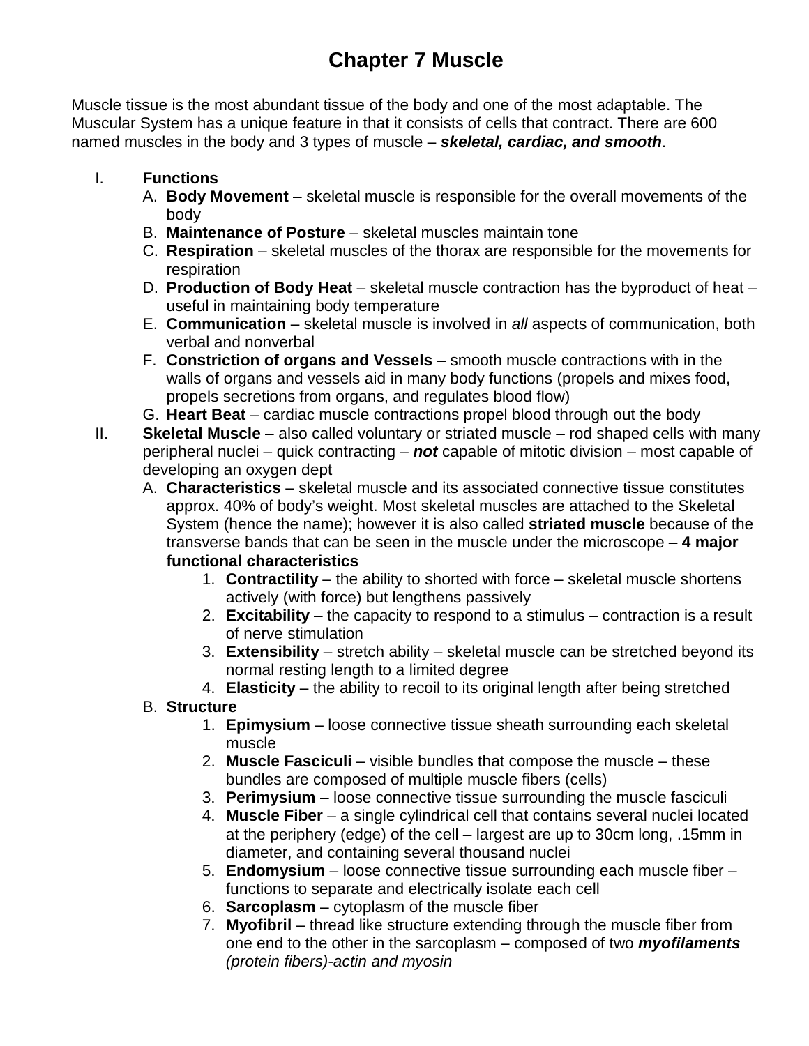# Chapter 7 Muscle

Muscle tissue is the most abundant tissue of the body and one of the most adaptable. The Muscular System has a unique feature in that it consists of cells that contract. There are 600 named muscles in the body and 3 types of muscle – ***skeletal, cardiac, and smooth***.

I. **Functions**
   A. **Body Movement** – skeletal muscle is responsible for the overall movements of the body
   B. **Maintenance of Posture** – skeletal muscles maintain tone
   C. **Respiration** – skeletal muscles of the thorax are responsible for the movements for respiration
   D. **Production of Body Heat** – skeletal muscle contraction has the byproduct of heat – useful in maintaining body temperature
   E. **Communication** – skeletal muscle is involved in *all* aspects of communication, both verbal and nonverbal
   F. **Constriction of organs and Vessels** – smooth muscle contractions with in the walls of organs and vessels aid in many body functions (propels and mixes food, propels secretions from organs, and regulates blood flow)
   G. **Heart Beat** – cardiac muscle contractions propel blood through out the body

II. **Skeletal Muscle** – also called voluntary or striated muscle – rod shaped cells with many peripheral nuclei – quick contracting – ***not*** capable of mitotic division – most capable of developing an oxygen dept
   A. **Characteristics** – skeletal muscle and its associated connective tissue constitutes approx. 40% of body's weight. Most skeletal muscles are attached to the Skeletal System (hence the name); however it is also called **striated muscle** because of the transverse bands that can be seen in the muscle under the microscope – **4 major functional characteristics**
      1. **Contractility** – the ability to shorted with force – skeletal muscle shortens actively (with force) but lengthens passively
      2. **Excitability** – the capacity to respond to a stimulus – contraction is a result of nerve stimulation
      3. **Extensibility** – stretch ability – skeletal muscle can be stretched beyond its normal resting length to a limited degree
      4. **Elasticity** – the ability to recoil to its original length after being stretched
   B. **Structure**
      1. **Epimysium** – loose connective tissue sheath surrounding each skeletal muscle
      2. **Muscle Fasciculi** – visible bundles that compose the muscle – these bundles are composed of multiple muscle fibers (cells)
      3. **Perimysium** – loose connective tissue surrounding the muscle fasciculi
      4. **Muscle Fiber** – a single cylindrical cell that contains several nuclei located at the periphery (edge) of the cell – largest are up to 30cm long, .15mm in diameter, and containing several thousand nuclei
      5. **Endomysium** – loose connective tissue surrounding each muscle fiber – functions to separate and electrically isolate each cell
      6. **Sarcoplasm** – cytoplasm of the muscle fiber
      7. **Myofibril** – thread like structure extending through the muscle fiber from one end to the other in the sarcoplasm – composed of two ***myofilaments*** *(protein fibers)-actin and myosin*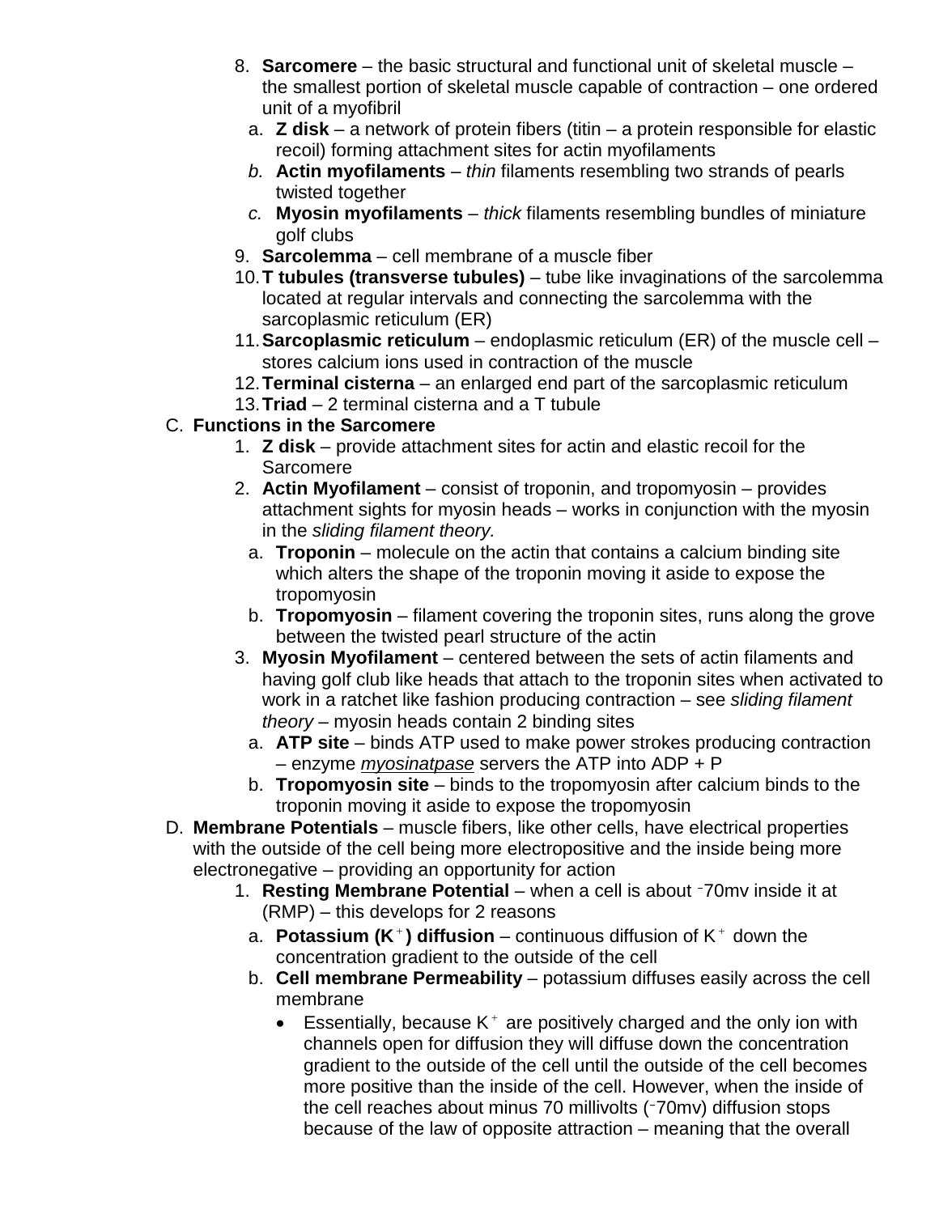8. **Sarcomere** – the basic structural and functional unit of skeletal muscle – the smallest portion of skeletal muscle capable of contraction – one ordered unit of a myofibril
   a. **Z disk** – a network of protein fibers (titin – a protein responsible for elastic recoil) forming attachment sites for actin myofilaments
   *b.* **Actin myofilaments** – *thin* filaments resembling two strands of pearls twisted together
   *c.* **Myosin myofilaments** – *thick* filaments resembling bundles of miniature golf clubs
9. **Sarcolemma** – cell membrane of a muscle fiber
10. **T tubules (transverse tubules)** – tube like invaginations of the sarcolemma located at regular intervals and connecting the sarcolemma with the sarcoplasmic reticulum (ER)
11. **Sarcoplasmic reticulum** – endoplasmic reticulum (ER) of the muscle cell – stores calcium ions used in contraction of the muscle
12. **Terminal cisterna** – an enlarged end part of the sarcoplasmic reticulum
13. **Triad** – 2 terminal cisterna and a T tubule

C. **Functions in the Sarcomere**

1. **Z disk** – provide attachment sites for actin and elastic recoil for the Sarcomere
2. **Actin Myofilament** – consist of troponin, and tropomyosin – provides attachment sights for myosin heads – works in conjunction with the myosin in the *sliding filament theory.*
   a. **Troponin** – molecule on the actin that contains a calcium binding site which alters the shape of the troponin moving it aside to expose the tropomyosin
   b. **Tropomyosin** – filament covering the troponin sites, runs along the grove between the twisted pearl structure of the actin
3. **Myosin Myofilament** – centered between the sets of actin filaments and having golf club like heads that attach to the troponin sites when activated to work in a ratchet like fashion producing contraction – see *sliding filament theory* – myosin heads contain 2 binding sites
   a. **ATP site** – binds ATP used to make power strokes producing contraction – enzyme <u>*myosinatpase*</u> servers the ATP into ADP + P
   b. **Tropomyosin site** – binds to the tropomyosin after calcium binds to the troponin moving it aside to expose the tropomyosin

D. **Membrane Potentials** – muscle fibers, like other cells, have electrical properties with the outside of the cell being more electropositive and the inside being more electronegative – providing an opportunity for action

1. **Resting Membrane Potential** – when a cell is about $^{-}$70mv inside it at (RMP) – this develops for 2 reasons
   a. **Potassium ($K^{+}$) diffusion** – continuous diffusion of $K^{+}$ down the concentration gradient to the outside of the cell
   b. **Cell membrane Permeability** – potassium diffuses easily across the cell membrane
      - Essentially, because $K^{+}$ are positively charged and the only ion with channels open for diffusion they will diffuse down the concentration gradient to the outside of the cell until the outside of the cell becomes more positive than the inside of the cell. However, when the inside of the cell reaches about minus 70 millivolts ($^{-}$70mv) diffusion stops because of the law of opposite attraction – meaning that the overall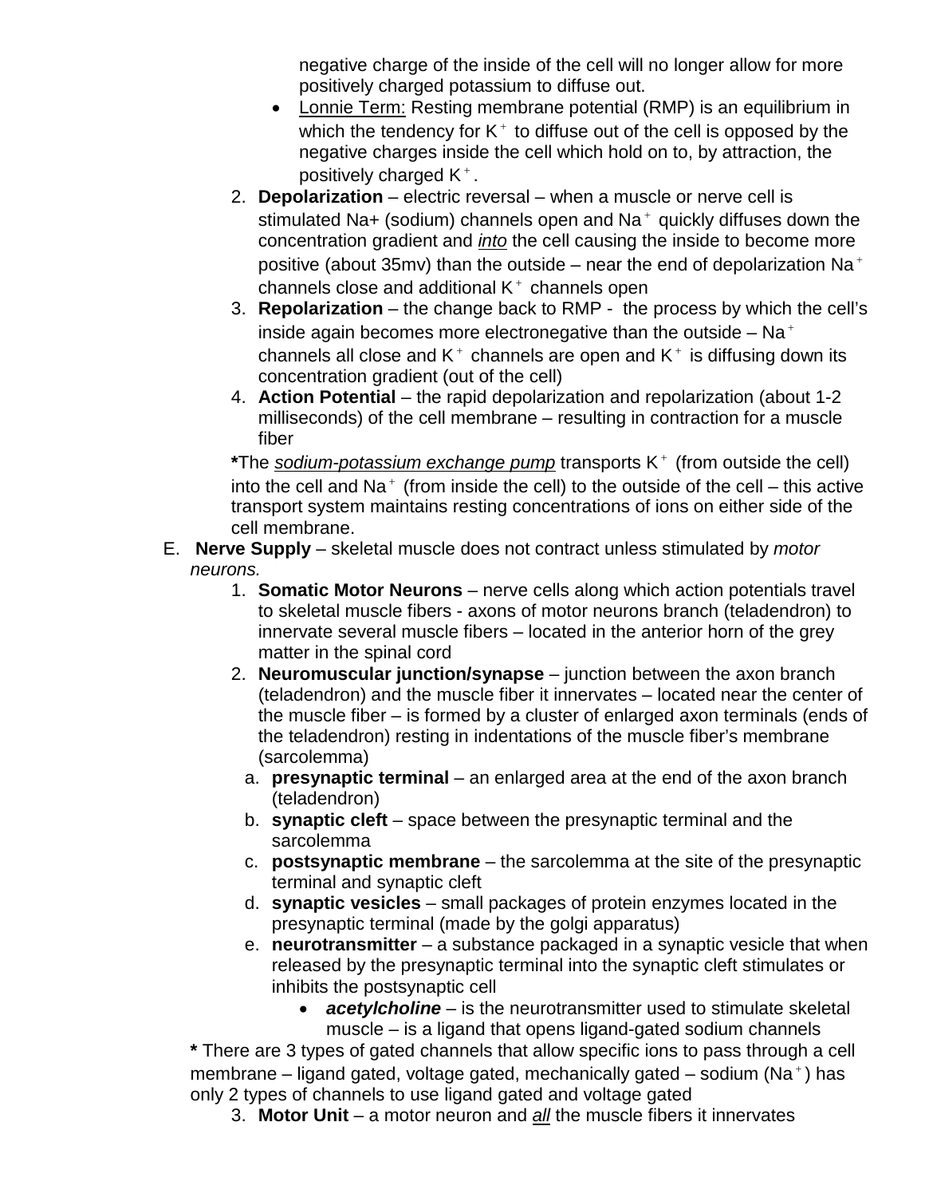negative charge of the inside of the cell will no longer allow for more positively charged potassium to diffuse out.

- Lonnie Term: Resting membrane potential (RMP) is an equilibrium in which the tendency for $K^+$ to diffuse out of the cell is opposed by the negative charges inside the cell which hold on to, by attraction, the positively charged $K^+$.

2. **Depolarization** – electric reversal – when a muscle or nerve cell is stimulated Na+ (sodium) channels open and $Na^+$ quickly diffuses down the concentration gradient and *into* the cell causing the inside to become more positive (about 35mv) than the outside – near the end of depolarization $Na^+$ channels close and additional $K^+$ channels open
3. **Repolarization** – the change back to RMP - the process by which the cell's inside again becomes more electronegative than the outside – $Na^+$ channels all close and $K^+$ channels are open and $K^+$ is diffusing down its concentration gradient (out of the cell)
4. **Action Potential** – the rapid depolarization and repolarization (about 1-2 milliseconds) of the cell membrane – resulting in contraction for a muscle fiber

**\***The *sodium-potassium exchange pump* transports $K^+$ (from outside the cell) into the cell and $Na^+$ (from inside the cell) to the outside of the cell – this active transport system maintains resting concentrations of ions on either side of the cell membrane.

E. **Nerve Supply** – skeletal muscle does not contract unless stimulated by *motor neurons.*

1. **Somatic Motor Neurons** – nerve cells along which action potentials travel to skeletal muscle fibers - axons of motor neurons branch (teladendron) to innervate several muscle fibers – located in the anterior horn of the grey matter in the spinal cord
2. **Neuromuscular junction/synapse** – junction between the axon branch (teladendron) and the muscle fiber it innervates – located near the center of the muscle fiber – is formed by a cluster of enlarged axon terminals (ends of the teladendron) resting in indentations of the muscle fiber's membrane (sarcolemma)
   a. **presynaptic terminal** – an enlarged area at the end of the axon branch (teladendron)
   b. **synaptic cleft** – space between the presynaptic terminal and the sarcolemma
   c. **postsynaptic membrane** – the sarcolemma at the site of the presynaptic terminal and synaptic cleft
   d. **synaptic vesicles** – small packages of protein enzymes located in the presynaptic terminal (made by the golgi apparatus)
   e. **neurotransmitter** – a substance packaged in a synaptic vesicle that when released by the presynaptic terminal into the synaptic cleft stimulates or inhibits the postsynaptic cell
      - ***acetylcholine*** – is the neurotransmitter used to stimulate skeletal muscle – is a ligand that opens ligand-gated sodium channels

**\*** There are 3 types of gated channels that allow specific ions to pass through a cell membrane – ligand gated, voltage gated, mechanically gated – sodium ($Na^+$) has only 2 types of channels to use ligand gated and voltage gated

3. **Motor Unit** – a motor neuron and *all* the muscle fibers it innervates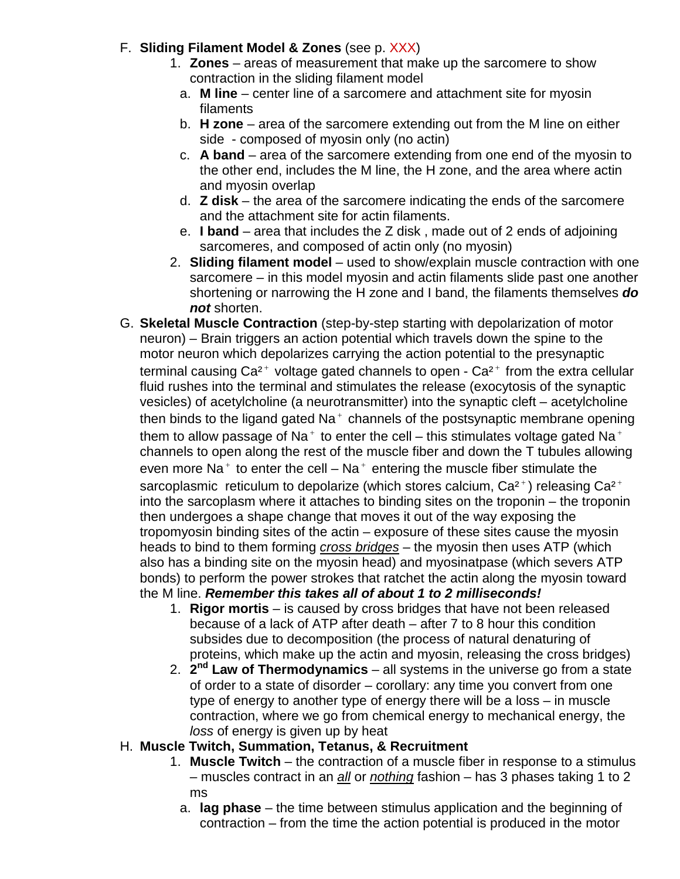F. **Sliding Filament Model & Zones** (see p. XXX)

1. **Zones** – areas of measurement that make up the sarcomere to show contraction in the sliding filament model
   a. **M line** – center line of a sarcomere and attachment site for myosin filaments
   b. **H zone** – area of the sarcomere extending out from the M line on either side - composed of myosin only (no actin)
   c. **A band** – area of the sarcomere extending from one end of the myosin to the other end, includes the M line, the H zone, and the area where actin and myosin overlap
   d. **Z disk** – the area of the sarcomere indicating the ends of the sarcomere and the attachment site for actin filaments.
   e. **I band** – area that includes the Z disk , made out of 2 ends of adjoining sarcomeres, and composed of actin only (no myosin)
2. **Sliding filament model** – used to show/explain muscle contraction with one sarcomere – in this model myosin and actin filaments slide past one another shortening or narrowing the H zone and I band, the filaments themselves ***do not*** shorten.

G. **Skeletal Muscle Contraction** (step-by-step starting with depolarization of motor neuron) – Brain triggers an action potential which travels down the spine to the motor neuron which depolarizes carrying the action potential to the presynaptic terminal causing $Ca^{2+}$ voltage gated channels to open - $Ca^{2+}$ from the extra cellular fluid rushes into the terminal and stimulates the release (exocytosis of the synaptic vesicles) of acetylcholine (a neurotransmitter) into the synaptic cleft – acetylcholine then binds to the ligand gated $Na^{+}$ channels of the postsynaptic membrane opening them to allow passage of $Na^{+}$ to enter the cell – this stimulates voltage gated $Na^{+}$ channels to open along the rest of the muscle fiber and down the T tubules allowing even more $Na^{+}$ to enter the cell – $Na^{+}$ entering the muscle fiber stimulate the sarcoplasmic reticulum to depolarize (which stores calcium, $Ca^{2+}$) releasing $Ca^{2+}$ into the sarcoplasm where it attaches to binding sites on the troponin – the troponin then undergoes a shape change that moves it out of the way exposing the tropomyosin binding sites of the actin – exposure of these sites cause the myosin heads to bind to them forming <u>*cross bridges*</u> – the myosin then uses ATP (which also has a binding site on the myosin head) and myosinatpase (which severs ATP bonds) to perform the power strokes that ratchet the actin along the myosin toward the M line. ***Remember this takes all of about 1 to 2 milliseconds!***

1. **Rigor mortis** – is caused by cross bridges that have not been released because of a lack of ATP after death – after 7 to 8 hour this condition subsides due to decomposition (the process of natural denaturing of proteins, which make up the actin and myosin, releasing the cross bridges)
2. **2nd Law of Thermodynamics** – all systems in the universe go from a state of order to a state of disorder – corollary: any time you convert from one type of energy to another type of energy there will be a loss – in muscle contraction, where we go from chemical energy to mechanical energy, the *loss* of energy is given up by heat

H. **Muscle Twitch, Summation, Tetanus, & Recruitment**

1. **Muscle Twitch** – the contraction of a muscle fiber in response to a stimulus – muscles contract in an <u>*all*</u> or <u>*nothing*</u> fashion – has 3 phases taking 1 to 2 ms
   a. **lag phase** – the time between stimulus application and the beginning of contraction – from the time the action potential is produced in the motor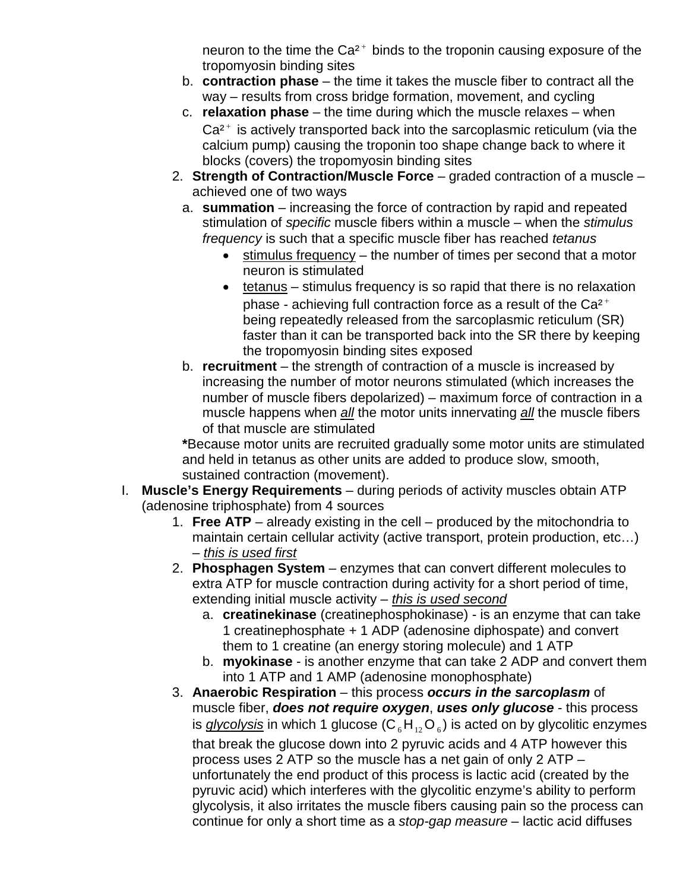neuron to the time the $Ca^{2+}$ binds to the troponin causing exposure of the tropomyosin binding sites

   b. **contraction phase** – the time it takes the muscle fiber to contract all the way – results from cross bridge formation, movement, and cycling
   c. **relaxation phase** – the time during which the muscle relaxes – when $Ca^{2+}$ is actively transported back into the sarcoplasmic reticulum (via the calcium pump) causing the troponin too shape change back to where it blocks (covers) the tropomyosin binding sites

2. **Strength of Contraction/Muscle Force** – graded contraction of a muscle – achieved one of two ways
   a. **summation** – increasing the force of contraction by rapid and repeated stimulation of *specific* muscle fibers within a muscle – when the *stimulus frequency* is such that a specific muscle fiber has reached *tetanus*
      - stimulus frequency – the number of times per second that a motor neuron is stimulated
      - tetanus – stimulus frequency is so rapid that there is no relaxation phase - achieving full contraction force as a result of the $Ca^{2+}$ being repeatedly released from the sarcoplasmic reticulum (SR) faster than it can be transported back into the SR there by keeping the tropomyosin binding sites exposed

   b. **recruitment** – the strength of contraction of a muscle is increased by increasing the number of motor neurons stimulated (which increases the number of muscle fibers depolarized) – maximum force of contraction in a muscle happens when ***all*** the motor units innervating ***all*** the muscle fibers of that muscle are stimulated

   **\***Because motor units are recruited gradually some motor units are stimulated and held in tetanus as other units are added to produce slow, smooth, sustained contraction (movement).

I. **Muscle's Energy Requirements** – during periods of activity muscles obtain ATP (adenosine triphosphate) from 4 sources
   1. **Free ATP** – already existing in the cell – produced by the mitochondria to maintain certain cellular activity (active transport, protein production, etc…) – *this is used first*
   2. **Phosphagen System** – enzymes that can convert different molecules to extra ATP for muscle contraction during activity for a short period of time, extending initial muscle activity – *this is used second*
      a. **creatinekinase** (creatinephosphokinase) - is an enzyme that can take 1 creatinephosphate + 1 ADP (adenosine diphospate) and convert them to 1 creatine (an energy storing molecule) and 1 ATP
      b. **myokinase** - is another enzyme that can take 2 ADP and convert them into 1 ATP and 1 AMP (adenosine monophosphate)
   3. **Anaerobic Respiration** – this process ***occurs in the sarcoplasm*** of muscle fiber, ***does not require oxygen***, ***uses only glucose*** - this process is *glycolysis* in which 1 glucose ($C_6H_{12}O_6$) is acted on by glycolitic enzymes that break the glucose down into 2 pyruvic acids and 4 ATP however this process uses 2 ATP so the muscle has a net gain of only 2 ATP – unfortunately the end product of this process is lactic acid (created by the pyruvic acid) which interferes with the glycolitic enzyme's ability to perform glycolysis, it also irritates the muscle fibers causing pain so the process can continue for only a short time as a *stop-gap measure* – lactic acid diffuses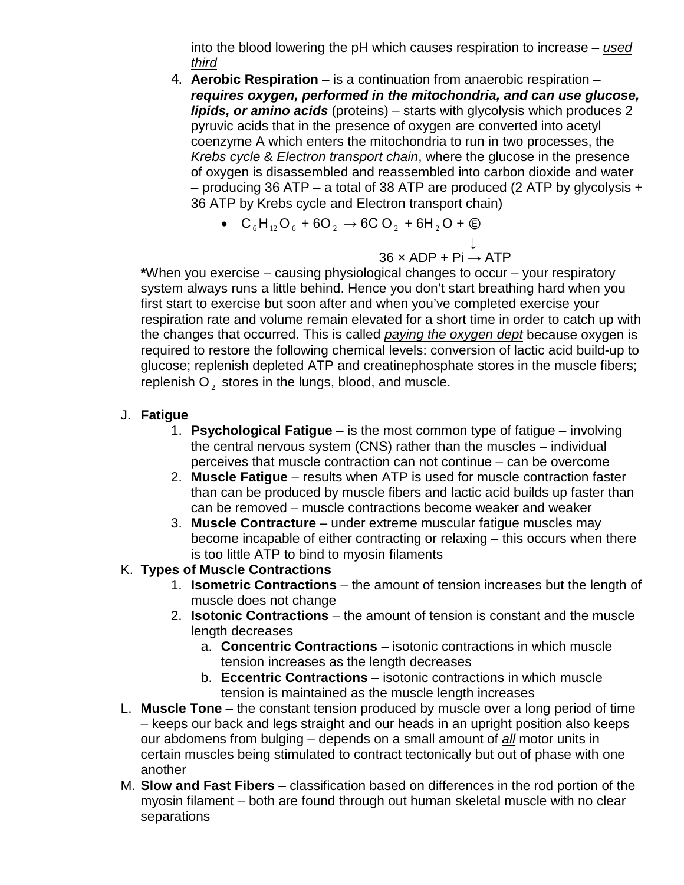into the blood lowering the pH which causes respiration to increase – <u>*used third*</u>

4. **Aerobic Respiration** – is a continuation from anaerobic respiration – ***requires oxygen, performed in the mitochondria, and can use glucose, lipids, or amino acids*** (proteins) – starts with glycolysis which produces 2 pyruvic acids that in the presence of oxygen are converted into acetyl coenzyme A which enters the mitochondria to run in two processes, the *Krebs cycle* & *Electron transport chain*, where the glucose in the presence of oxygen is disassembled and reassembled into carbon dioxide and water – producing 36 ATP – a total of 38 ATP are produced (2 ATP by glycolysis + 36 ATP by Krebs cycle and Electron transport chain)
   - $C_6H_{12}O_6 + 6O_2 \rightarrow 6CO_2 + 6H_2O + Ⓔ$

     $$\downarrow$$
     $$36 \times ADP + Pi \rightarrow ATP$$

**\***When you exercise – causing physiological changes to occur – your respiratory system always runs a little behind. Hence you don't start breathing hard when you first start to exercise but soon after and when you've completed exercise your respiration rate and volume remain elevated for a short time in order to catch up with the changes that occurred. This is called <u>*paying the oxygen dept*</u> because oxygen is required to restore the following chemical levels: conversion of lactic acid build-up to glucose; replenish depleted ATP and creatinephosphate stores in the muscle fibers; replenish $O_2$ stores in the lungs, blood, and muscle.

J. **Fatigue**
   1. **Psychological Fatigue** – is the most common type of fatigue – involving the central nervous system (CNS) rather than the muscles – individual perceives that muscle contraction can not continue – can be overcome
   2. **Muscle Fatigue** – results when ATP is used for muscle contraction faster than can be produced by muscle fibers and lactic acid builds up faster than can be removed – muscle contractions become weaker and weaker
   3. **Muscle Contracture** – under extreme muscular fatigue muscles may become incapable of either contracting or relaxing – this occurs when there is too little ATP to bind to myosin filaments

K. **Types of Muscle Contractions**
   1. **Isometric Contractions** – the amount of tension increases but the length of muscle does not change
   2. **Isotonic Contractions** – the amount of tension is constant and the muscle length decreases
      a. **Concentric Contractions** – isotonic contractions in which muscle tension increases as the length decreases
      b. **Eccentric Contractions** – isotonic contractions in which muscle tension is maintained as the muscle length increases

L. **Muscle Tone** – the constant tension produced by muscle over a long period of time – keeps our back and legs straight and our heads in an upright position also keeps our abdomens from bulging – depends on a small amount of <u>*all*</u> motor units in certain muscles being stimulated to contract tectonically but out of phase with one another

M. **Slow and Fast Fibers** – classification based on differences in the rod portion of the myosin filament – both are found through out human skeletal muscle with no clear separations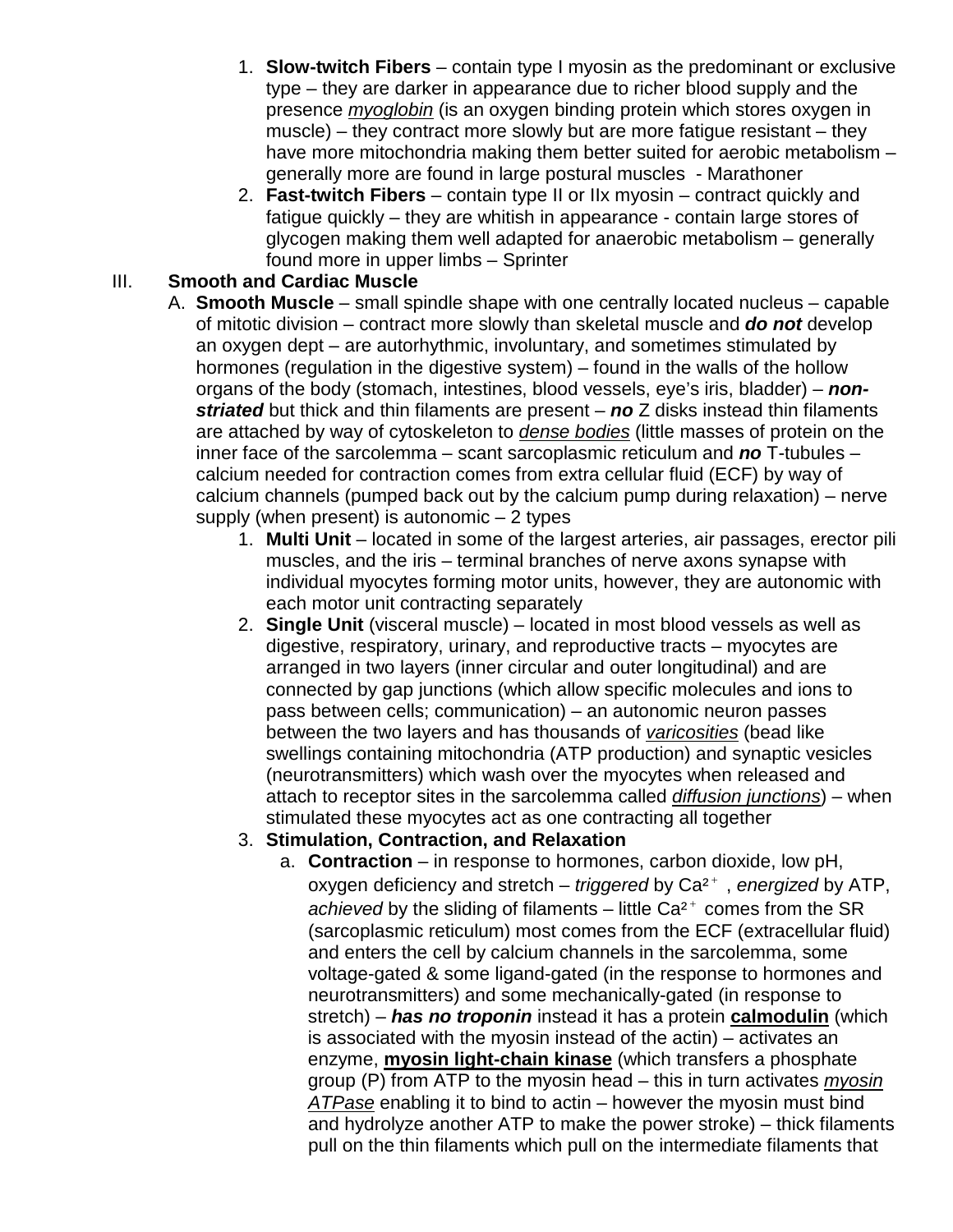1. **Slow-twitch Fibers** – contain type I myosin as the predominant or exclusive type – they are darker in appearance due to richer blood supply and the presence *myoglobin* (is an oxygen binding protein which stores oxygen in muscle) – they contract more slowly but are more fatigue resistant – they have more mitochondria making them better suited for aerobic metabolism – generally more are found in large postural muscles - Marathoner
2. **Fast-twitch Fibers** – contain type II or IIx myosin – contract quickly and fatigue quickly – they are whitish in appearance - contain large stores of glycogen making them well adapted for anaerobic metabolism – generally found more in upper limbs – Sprinter

III. **Smooth and Cardiac Muscle**

A. **Smooth Muscle** – small spindle shape with one centrally located nucleus – capable of mitotic division – contract more slowly than skeletal muscle and ***do not*** develop an oxygen dept – are autorhythmic, involuntary, and sometimes stimulated by hormones (regulation in the digestive system) – found in the walls of the hollow organs of the body (stomach, intestines, blood vessels, eye's iris, bladder) – ***non-striated*** but thick and thin filaments are present – ***no*** Z disks instead thin filaments are attached by way of cytoskeleton to *dense bodies* (little masses of protein on the inner face of the sarcolemma – scant sarcoplasmic reticulum and ***no*** T-tubules – calcium needed for contraction comes from extra cellular fluid (ECF) by way of calcium channels (pumped back out by the calcium pump during relaxation) – nerve supply (when present) is autonomic – 2 types

1. **Multi Unit** – located in some of the largest arteries, air passages, erector pili muscles, and the iris – terminal branches of nerve axons synapse with individual myocytes forming motor units, however, they are autonomic with each motor unit contracting separately
2. **Single Unit** (visceral muscle) – located in most blood vessels as well as digestive, respiratory, urinary, and reproductive tracts – myocytes are arranged in two layers (inner circular and outer longitudinal) and are connected by gap junctions (which allow specific molecules and ions to pass between cells; communication) – an autonomic neuron passes between the two layers and has thousands of *varicosities* (bead like swellings containing mitochondria (ATP production) and synaptic vesicles (neurotransmitters) which wash over the myocytes when released and attach to receptor sites in the sarcolemma called *diffusion junctions*) – when stimulated these myocytes act as one contracting all together
3. **Stimulation, Contraction, and Relaxation**
   a. **Contraction** – in response to hormones, carbon dioxide, low pH, oxygen deficiency and stretch – *triggered* by $Ca^{2+}$ , *energized* by ATP, *achieved* by the sliding of filaments – little $Ca^{2+}$ comes from the SR (sarcoplasmic reticulum) most comes from the ECF (extracellular fluid) and enters the cell by calcium channels in the sarcolemma, some voltage-gated & some ligand-gated (in the response to hormones and neurotransmitters) and some mechanically-gated (in response to stretch) – ***has no troponin*** instead it has a protein **calmodulin** (which is associated with the myosin instead of the actin) – activates an enzyme, **myosin light-chain kinase** (which transfers a phosphate group (P) from ATP to the myosin head – this in turn activates *myosin ATPase* enabling it to bind to actin – however the myosin must bind and hydrolyze another ATP to make the power stroke) – thick filaments pull on the thin filaments which pull on the intermediate filaments that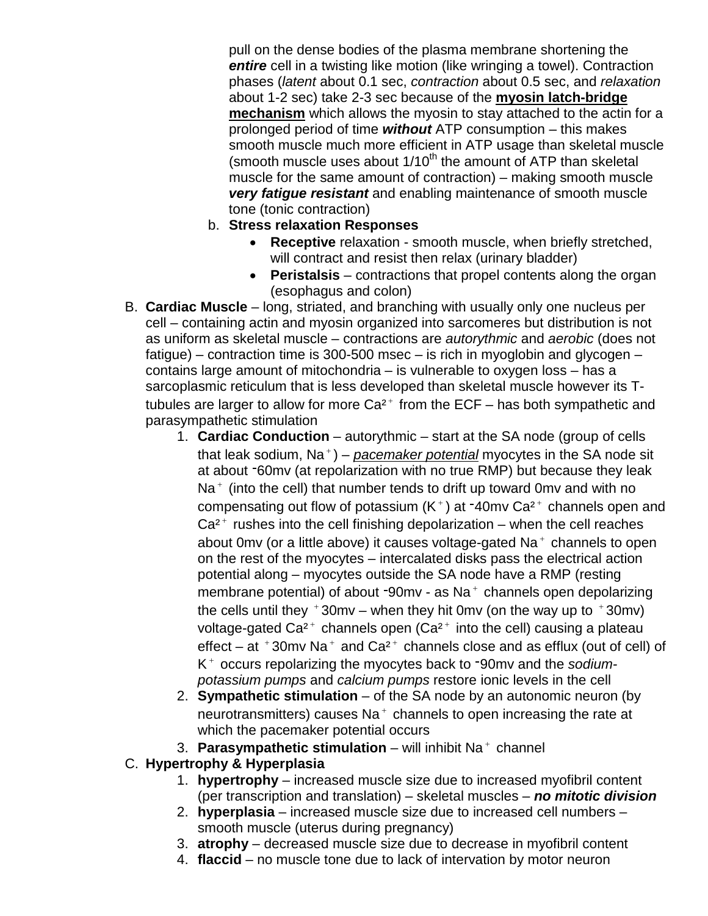pull on the dense bodies of the plasma membrane shortening the ***entire*** cell in a twisting like motion (like wringing a towel). Contraction phases (*latent* about 0.1 sec, *contraction* about 0.5 sec, and *relaxation* about 1-2 sec) take 2-3 sec because of the **myosin latch-bridge mechanism** which allows the myosin to stay attached to the actin for a prolonged period of time ***without*** ATP consumption – this makes smooth muscle much more efficient in ATP usage than skeletal muscle (smooth muscle uses about $1/10^{th}$ the amount of ATP than skeletal muscle for the same amount of contraction) – making smooth muscle ***very fatigue resistant*** and enabling maintenance of smooth muscle tone (tonic contraction)

b. **Stress relaxation Responses**
   - **Receptive** relaxation - smooth muscle, when briefly stretched, will contract and resist then relax (urinary bladder)
   - **Peristalsis** – contractions that propel contents along the organ (esophagus and colon)

B. **Cardiac Muscle** – long, striated, and branching with usually only one nucleus per cell – containing actin and myosin organized into sarcomeres but distribution is not as uniform as skeletal muscle – contractions are *autorythmic* and *aerobic* (does not fatigue) – contraction time is 300-500 msec – is rich in myoglobin and glycogen – contains large amount of mitochondria – is vulnerable to oxygen loss – has a sarcoplasmic reticulum that is less developed than skeletal muscle however its T-tubules are larger to allow for more $Ca^{2+}$ from the ECF – has both sympathetic and parasympathetic stimulation

1. **Cardiac Conduction** – autorythmic – start at the SA node (group of cells that leak sodium, $Na^{+}$) – *pacemaker potential* myocytes in the SA node sit at about $^{-}$60mv (at repolarization with no true RMP) but because they leak $Na^{+}$ (into the cell) that number tends to drift up toward 0mv and with no compensating out flow of potassium ($K^{+}$) at $^{-}$40mv $Ca^{2+}$ channels open and $Ca^{2+}$ rushes into the cell finishing depolarization – when the cell reaches about 0mv (or a little above) it causes voltage-gated $Na^{+}$ channels to open on the rest of the myocytes – intercalated disks pass the electrical action potential along – myocytes outside the SA node have a RMP (resting membrane potential) of about $^{-}$90mv - as $Na^{+}$ channels open depolarizing the cells until they $^{+}$30mv – when they hit 0mv (on the way up to $^{+}$30mv) voltage-gated $Ca^{2+}$ channels open ($Ca^{2+}$ into the cell) causing a plateau effect – at $^{+}$30mv $Na^{+}$ and $Ca^{2+}$ channels close and as efflux (out of cell) of $K^{+}$ occurs repolarizing the myocytes back to $^{-}$90mv and the *sodium-potassium pumps* and *calcium pumps* restore ionic levels in the cell
2. **Sympathetic stimulation** – of the SA node by an autonomic neuron (by neurotransmitters) causes $Na^{+}$ channels to open increasing the rate at which the pacemaker potential occurs
3. **Parasympathetic stimulation** – will inhibit $Na^{+}$ channel

C. **Hypertrophy & Hyperplasia**

1. **hypertrophy** – increased muscle size due to increased myofibril content (per transcription and translation) – skeletal muscles – ***no mitotic division***
2. **hyperplasia** – increased muscle size due to increased cell numbers – smooth muscle (uterus during pregnancy)
3. **atrophy** – decreased muscle size due to decrease in myofibril content
4. **flaccid** – no muscle tone due to lack of intervation by motor neuron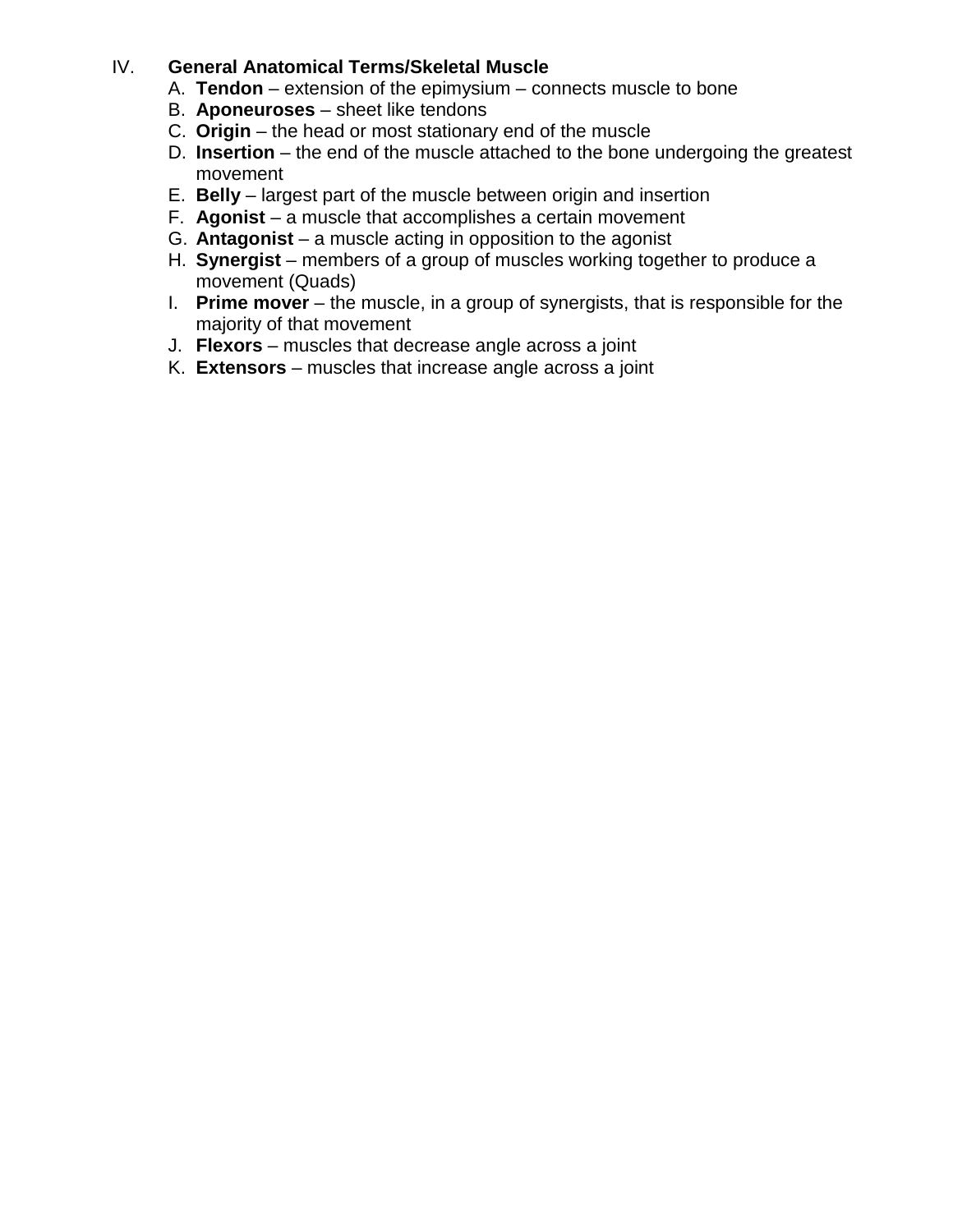IV. **General Anatomical Terms/Skeletal Muscle**

A. **Tendon** – extension of the epimysium – connects muscle to bone
B. **Aponeuroses** – sheet like tendons
C. **Origin** – the head or most stationary end of the muscle
D. **Insertion** – the end of the muscle attached to the bone undergoing the greatest movement
E. **Belly** – largest part of the muscle between origin and insertion
F. **Agonist** – a muscle that accomplishes a certain movement
G. **Antagonist** – a muscle acting in opposition to the agonist
H. **Synergist** – members of a group of muscles working together to produce a movement (Quads)
I. **Prime mover** – the muscle, in a group of synergists, that is responsible for the majority of that movement
J. **Flexors** – muscles that decrease angle across a joint
K. **Extensors** – muscles that increase angle across a joint